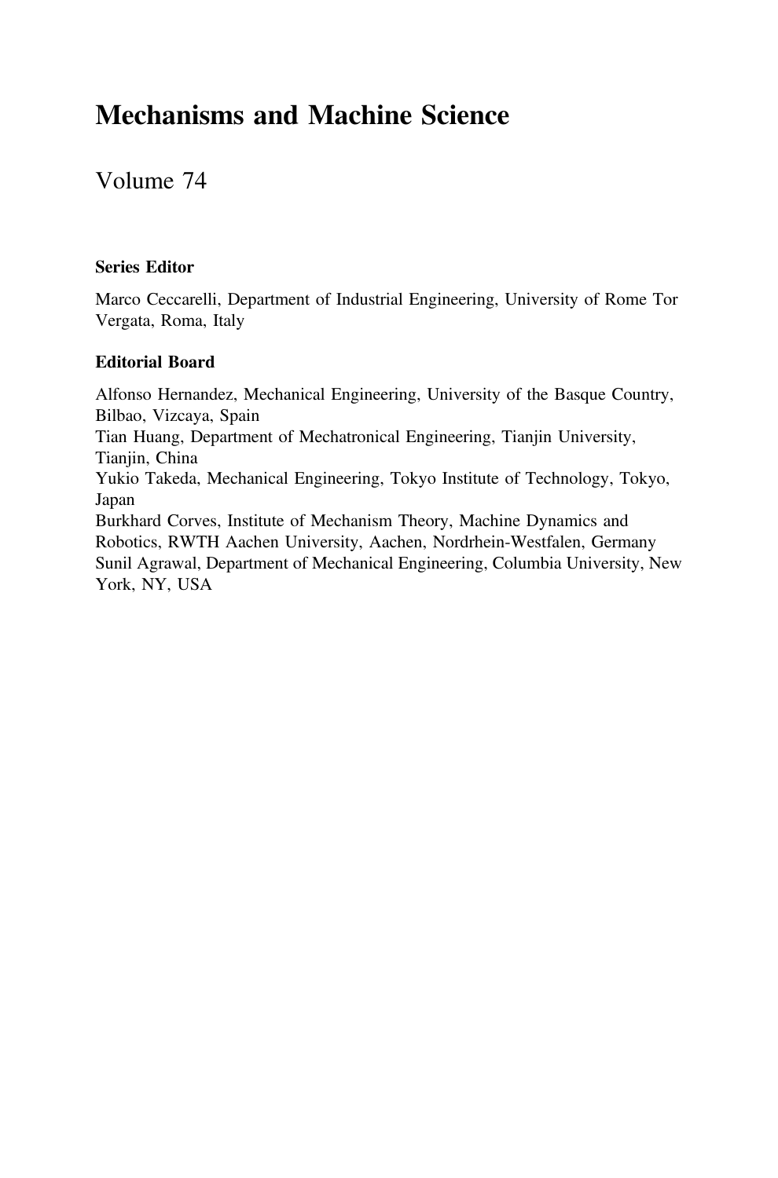# Mechanisms and Machine Science

Volume 74

**Series Editor**

Marco Ceccarelli, Department of Industrial Engineering, University of Rome Tor Vergata, Roma, Italy

**Editorial Board**

Alfonso Hernandez, Mechanical Engineering, University of the Basque Country, Bilbao, Vizcaya, Spain
Tian Huang, Department of Mechatronical Engineering, Tianjin University, Tianjin, China
Yukio Takeda, Mechanical Engineering, Tokyo Institute of Technology, Tokyo, Japan
Burkhard Corves, Institute of Mechanism Theory, Machine Dynamics and Robotics, RWTH Aachen University, Aachen, Nordrhein-Westfalen, Germany
Sunil Agrawal, Department of Mechanical Engineering, Columbia University, New York, NY, USA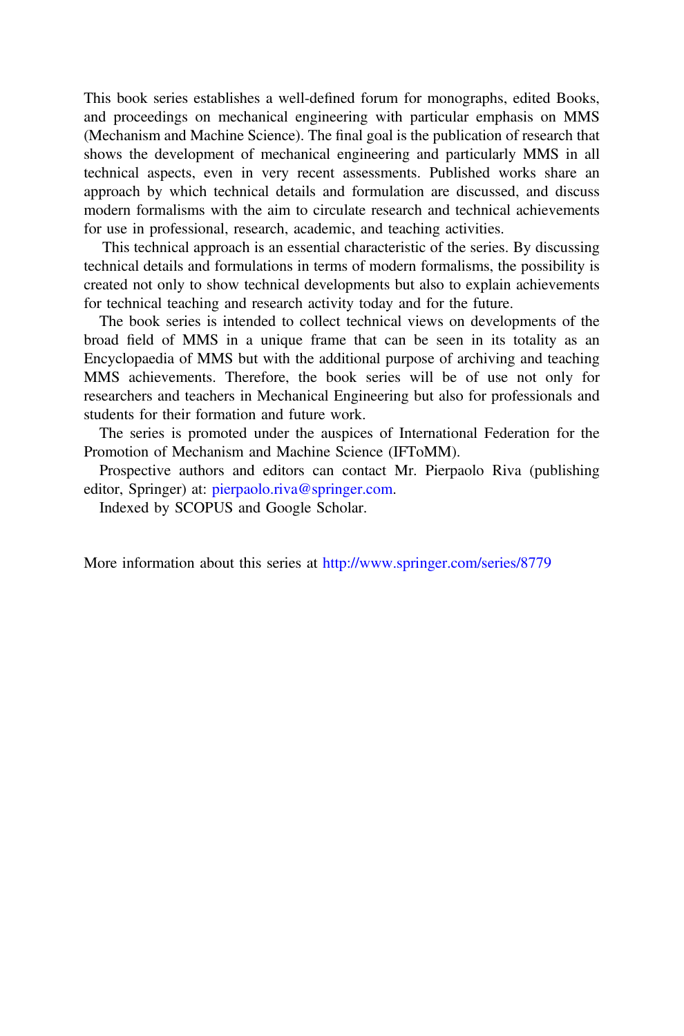This book series establishes a well-defined forum for monographs, edited Books, and proceedings on mechanical engineering with particular emphasis on MMS (Mechanism and Machine Science). The final goal is the publication of research that shows the development of mechanical engineering and particularly MMS in all technical aspects, even in very recent assessments. Published works share an approach by which technical details and formulation are discussed, and discuss modern formalisms with the aim to circulate research and technical achievements for use in professional, research, academic, and teaching activities.

This technical approach is an essential characteristic of the series. By discussing technical details and formulations in terms of modern formalisms, the possibility is created not only to show technical developments but also to explain achievements for technical teaching and research activity today and for the future.

The book series is intended to collect technical views on developments of the broad field of MMS in a unique frame that can be seen in its totality as an Encyclopaedia of MMS but with the additional purpose of archiving and teaching MMS achievements. Therefore, the book series will be of use not only for researchers and teachers in Mechanical Engineering but also for professionals and students for their formation and future work.

The series is promoted under the auspices of International Federation for the Promotion of Mechanism and Machine Science (IFToMM).

Prospective authors and editors can contact Mr. Pierpaolo Riva (publishing editor, Springer) at: pierpaolo.riva@springer.com.

Indexed by SCOPUS and Google Scholar.

More information about this series at http://www.springer.com/series/8779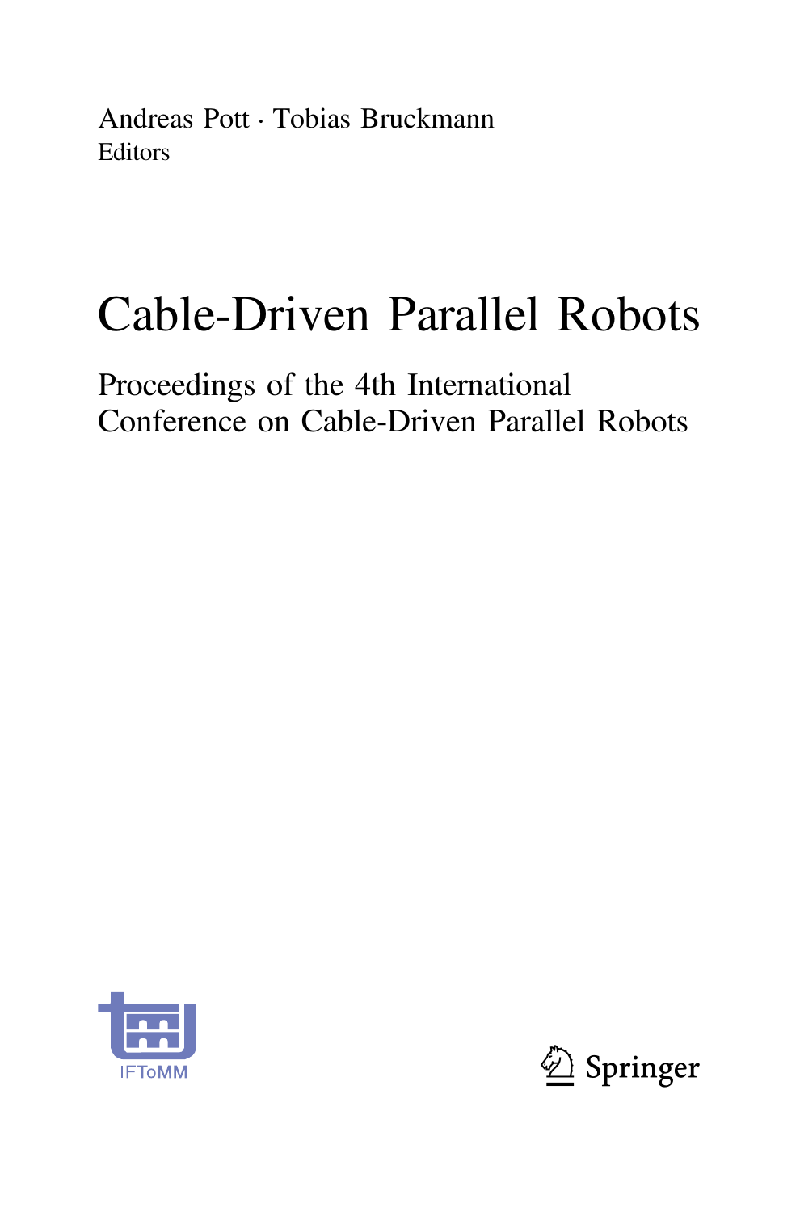Andreas Pott · Tobias Bruckmann
Editors

# Cable-Driven Parallel Robots

## Proceedings of the 4th International Conference on Cable-Driven Parallel Robots

IFToMM

Springer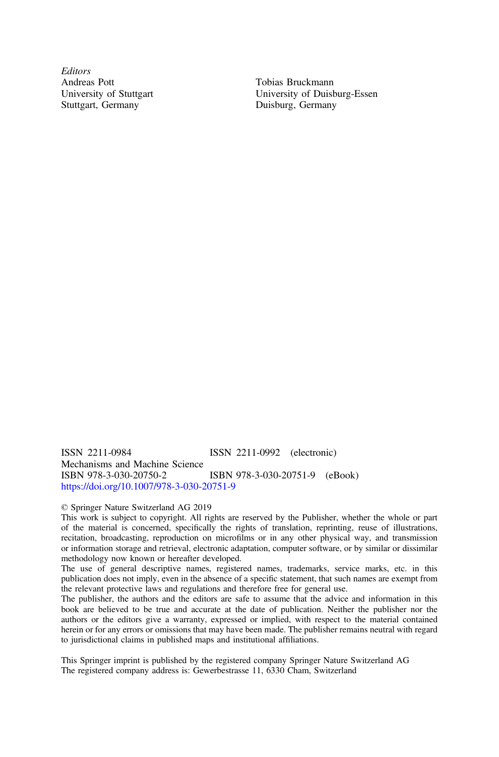*Editors*

Andreas Pott
University of Stuttgart
Stuttgart, Germany

Tobias Bruckmann
University of Duisburg-Essen
Duisburg, Germany

ISSN 2211-0984 ISSN 2211-0992 (electronic)
Mechanisms and Machine Science
ISBN 978-3-030-20750-2 ISBN 978-3-030-20751-9 (eBook)
https://doi.org/10.1007/978-3-030-20751-9

© Springer Nature Switzerland AG 2019

This work is subject to copyright. All rights are reserved by the Publisher, whether the whole or part of the material is concerned, specifically the rights of translation, reprinting, reuse of illustrations, recitation, broadcasting, reproduction on microfilms or in any other physical way, and transmission or information storage and retrieval, electronic adaptation, computer software, or by similar or dissimilar methodology now known or hereafter developed.

The use of general descriptive names, registered names, trademarks, service marks, etc. in this publication does not imply, even in the absence of a specific statement, that such names are exempt from the relevant protective laws and regulations and therefore free for general use.

The publisher, the authors and the editors are safe to assume that the advice and information in this book are believed to be true and accurate at the date of publication. Neither the publisher nor the authors or the editors give a warranty, expressed or implied, with respect to the material contained herein or for any errors or omissions that may have been made. The publisher remains neutral with regard to jurisdictional claims in published maps and institutional affiliations.

This Springer imprint is published by the registered company Springer Nature Switzerland AG
The registered company address is: Gewerbestrasse 11, 6330 Cham, Switzerland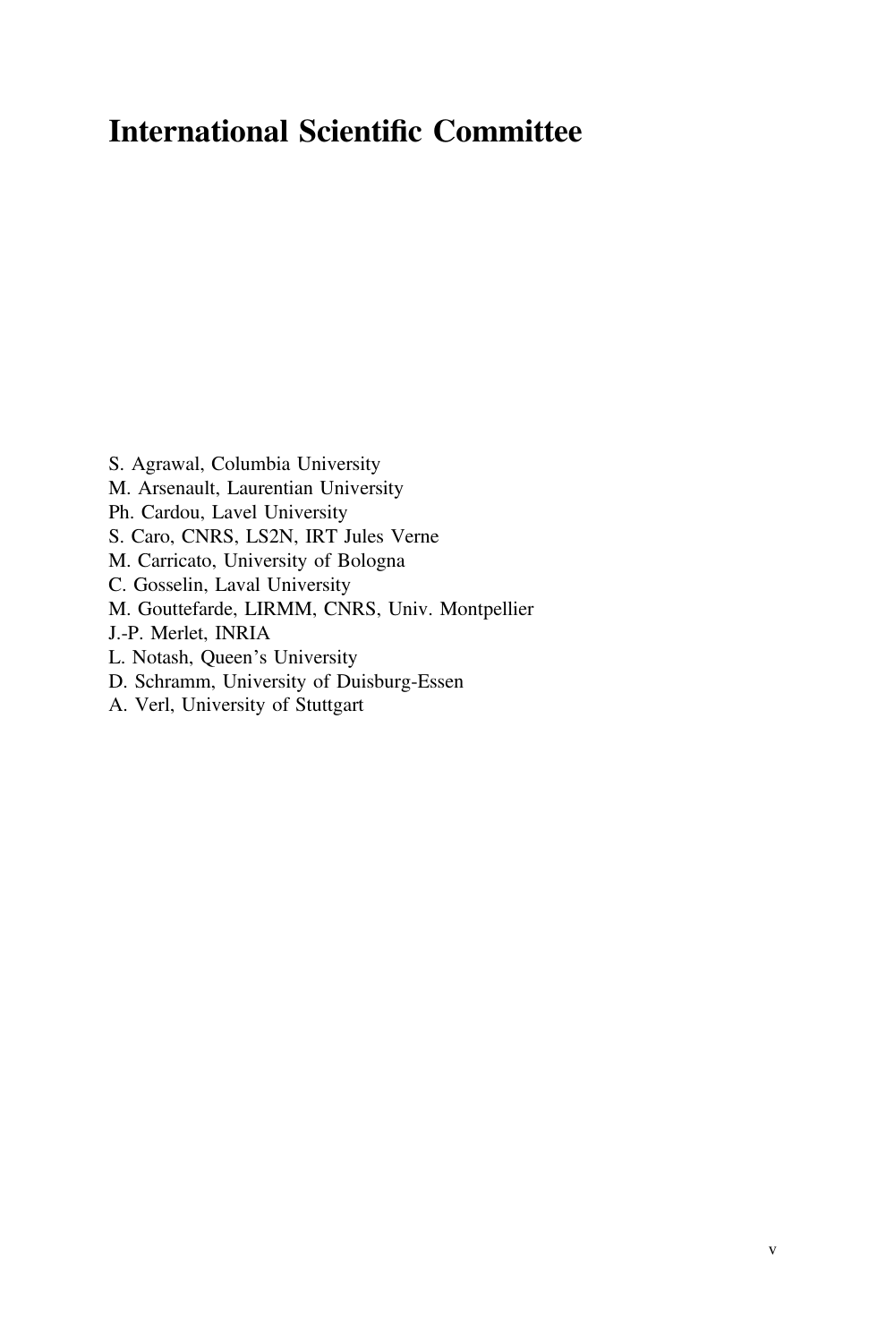# International Scientific Committee

S. Agrawal, Columbia University
M. Arsenault, Laurentian University
Ph. Cardou, Lavel University
S. Caro, CNRS, LS2N, IRT Jules Verne
M. Carricato, University of Bologna
C. Gosselin, Laval University
M. Gouttefarde, LIRMM, CNRS, Univ. Montpellier
J.-P. Merlet, INRIA
L. Notash, Queen's University
D. Schramm, University of Duisburg-Essen
A. Verl, University of Stuttgart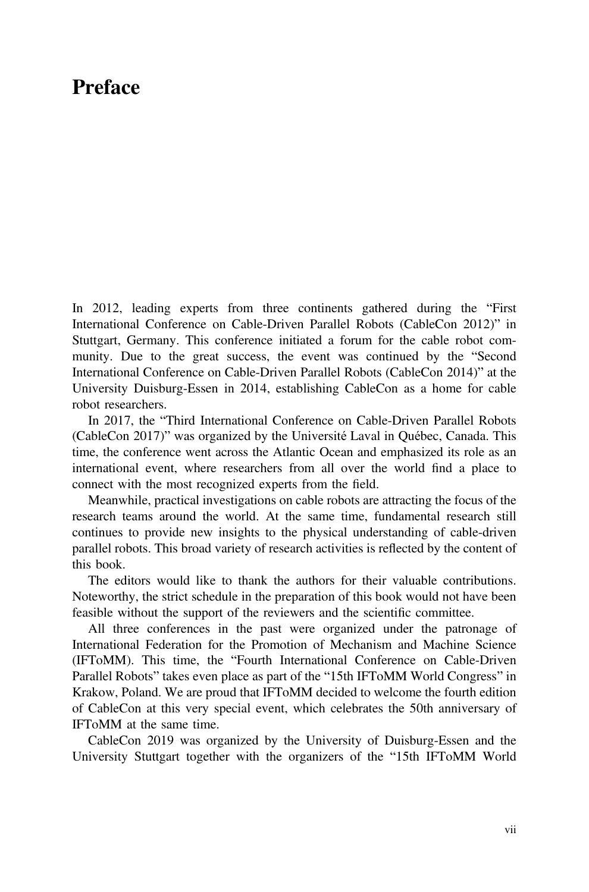# Preface

In 2012, leading experts from three continents gathered during the "First International Conference on Cable-Driven Parallel Robots (CableCon 2012)" in Stuttgart, Germany. This conference initiated a forum for the cable robot community. Due to the great success, the event was continued by the "Second International Conference on Cable-Driven Parallel Robots (CableCon 2014)" at the University Duisburg-Essen in 2014, establishing CableCon as a home for cable robot researchers.

In 2017, the "Third International Conference on Cable-Driven Parallel Robots (CableCon 2017)" was organized by the Université Laval in Québec, Canada. This time, the conference went across the Atlantic Ocean and emphasized its role as an international event, where researchers from all over the world find a place to connect with the most recognized experts from the field.

Meanwhile, practical investigations on cable robots are attracting the focus of the research teams around the world. At the same time, fundamental research still continues to provide new insights to the physical understanding of cable-driven parallel robots. This broad variety of research activities is reflected by the content of this book.

The editors would like to thank the authors for their valuable contributions. Noteworthy, the strict schedule in the preparation of this book would not have been feasible without the support of the reviewers and the scientific committee.

All three conferences in the past were organized under the patronage of International Federation for the Promotion of Mechanism and Machine Science (IFToMM). This time, the "Fourth International Conference on Cable-Driven Parallel Robots" takes even place as part of the "15th IFToMM World Congress" in Krakow, Poland. We are proud that IFToMM decided to welcome the fourth edition of CableCon at this very special event, which celebrates the 50th anniversary of IFToMM at the same time.

CableCon 2019 was organized by the University of Duisburg-Essen and the University Stuttgart together with the organizers of the "15th IFToMM World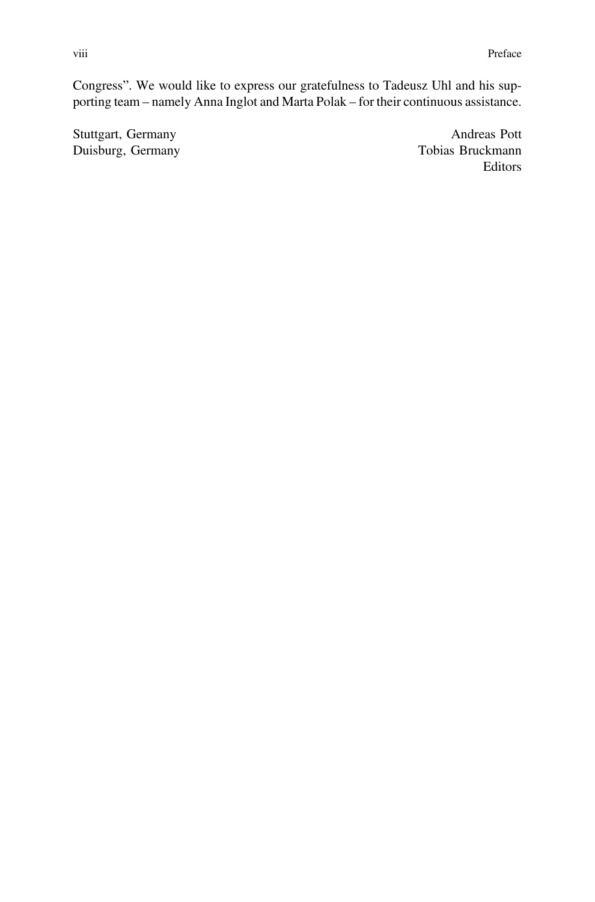Congress". We would like to express our gratefulness to Tadeusz Uhl and his supporting team – namely Anna Inglot and Marta Polak – for their continuous assistance.

Stuttgart, Germany
Duisburg, Germany

Andreas Pott
Tobias Bruckmann
Editors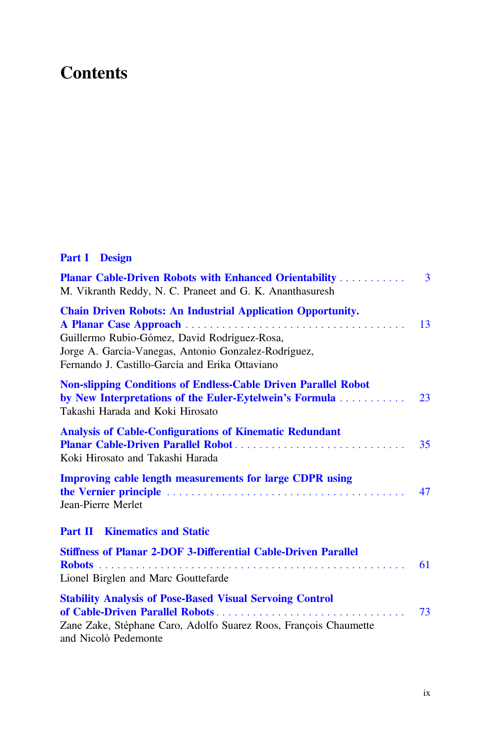# Contents

## Part I Design

**Planar Cable-Driven Robots with Enhanced Orientability** . . . . . . . . . . . 3
M. Vikranth Reddy, N. C. Praneet and G. K. Ananthasuresh

**Chain Driven Robots: An Industrial Application Opportunity. A Planar Case Approach** . . . . . . . . . . . . . . . . . . . . . . . . . . . . . . . . . . . . 13
Guillermo Rubio-Gómez, David Rodríguez-Rosa, Jorge A. García-Vanegas, Antonio Gonzalez-Rodríguez, Fernando J. Castillo-García and Erika Ottaviano

**Non-slipping Conditions of Endless-Cable Driven Parallel Robot by New Interpretations of the Euler-Eytelwein's Formula** . . . . . . . . . . . 23
Takashi Harada and Koki Hirosato

**Analysis of Cable-Configurations of Kinematic Redundant Planar Cable-Driven Parallel Robot** . . . . . . . . . . . . . . . . . . . . . . . . . . . . . 35
Koki Hirosato and Takashi Harada

**Improving cable length measurements for large CDPR using the Vernier principle** . . . . . . . . . . . . . . . . . . . . . . . . . . . . . . . . . . . . . . . 47
Jean-Pierre Merlet

## Part II Kinematics and Static

**Stiffness of Planar 2-DOF 3-Differential Cable-Driven Parallel Robots** . . . . . . . . . . . . . . . . . . . . . . . . . . . . . . . . . . . . . . . . . . . . . . . . . . 61
Lionel Birglen and Marc Gouttefarde

**Stability Analysis of Pose-Based Visual Servoing Control of Cable-Driven Parallel Robots** . . . . . . . . . . . . . . . . . . . . . . . . . . . . . . . . 73
Zane Zake, Stéphane Caro, Adolfo Suarez Roos, François Chaumette and Nicolò Pedemonte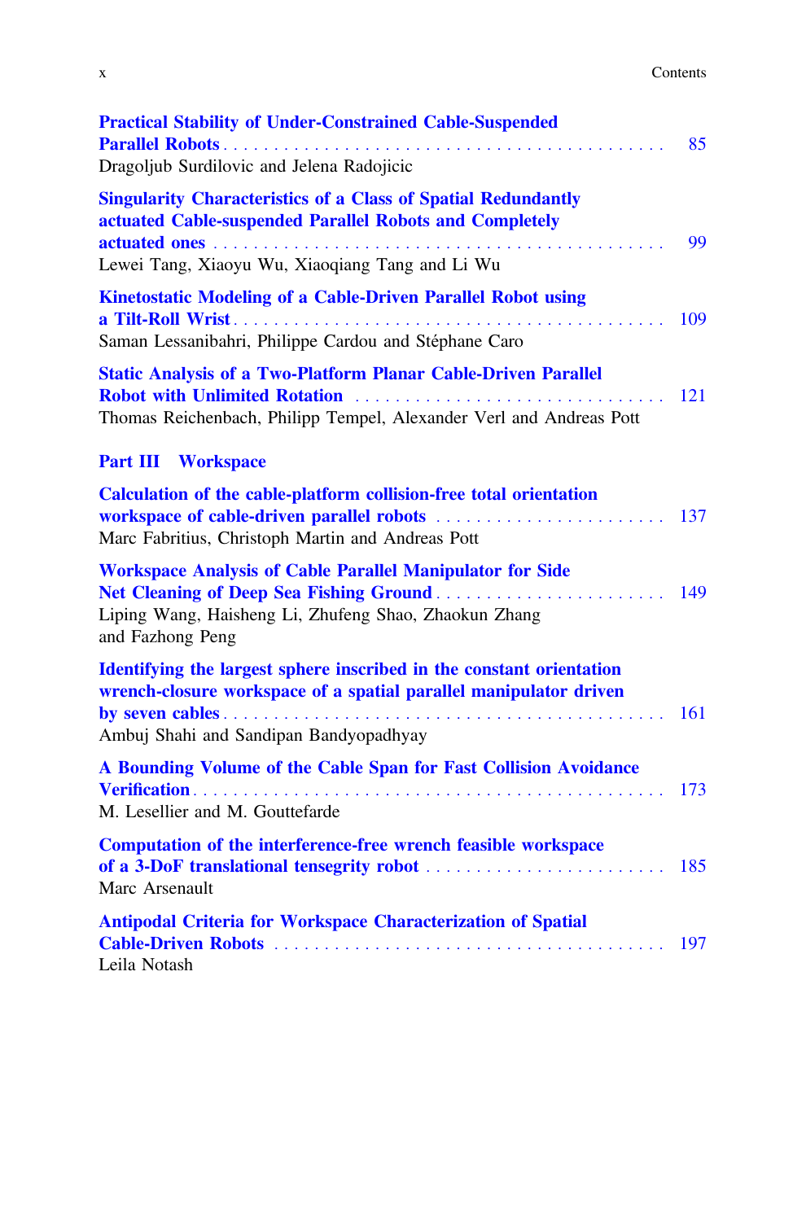**Practical Stability of Under-Constrained Cable-Suspended Parallel Robots** . . . . . . . . . . . . . . . . . . . . . . . . . . . . . . . . . . . . . . . . . . . . . 85
Dragoljub Surdilovic and Jelena Radojicic

**Singularity Characteristics of a Class of Spatial Redundantly actuated Cable-suspended Parallel Robots and Completely actuated ones** . . . . . . . . . . . . . . . . . . . . . . . . . . . . . . . . . . . . . . . . . . . . 99
Lewei Tang, Xiaoyu Wu, Xiaoqiang Tang and Li Wu

**Kinetostatic Modeling of a Cable-Driven Parallel Robot using a Tilt-Roll Wrist** . . . . . . . . . . . . . . . . . . . . . . . . . . . . . . . . . . . . . . . . . . . 109
Saman Lessanibahri, Philippe Cardou and Stéphane Caro

**Static Analysis of a Two-Platform Planar Cable-Driven Parallel Robot with Unlimited Rotation** . . . . . . . . . . . . . . . . . . . . . . . . . . . . . . . . 121
Thomas Reichenbach, Philipp Tempel, Alexander Verl and Andreas Pott

## Part III Workspace

**Calculation of the cable-platform collision-free total orientation workspace of cable-driven parallel robots** . . . . . . . . . . . . . . . . . . . . . . . . . 137
Marc Fabritius, Christoph Martin and Andreas Pott

**Workspace Analysis of Cable Parallel Manipulator for Side Net Cleaning of Deep Sea Fishing Ground** . . . . . . . . . . . . . . . . . . . . . . . . 149
Liping Wang, Haisheng Li, Zhufeng Shao, Zhaokun Zhang and Fazhong Peng

**Identifying the largest sphere inscribed in the constant orientation wrench-closure workspace of a spatial parallel manipulator driven by seven cables** . . . . . . . . . . . . . . . . . . . . . . . . . . . . . . . . . . . . . . . . . . . . 161
Ambuj Shahi and Sandipan Bandyopadhyay

**A Bounding Volume of the Cable Span for Fast Collision Avoidance Verification** . . . . . . . . . . . . . . . . . . . . . . . . . . . . . . . . . . . . . . . . . . . . . . 173
M. Lesellier and M. Gouttefarde

**Computation of the interference-free wrench feasible workspace of a 3-DoF translational tensegrity robot** . . . . . . . . . . . . . . . . . . . . . . . . . 185
Marc Arsenault

**Antipodal Criteria for Workspace Characterization of Spatial Cable-Driven Robots** . . . . . . . . . . . . . . . . . . . . . . . . . . . . . . . . . . . . . . . . . 197
Leila Notash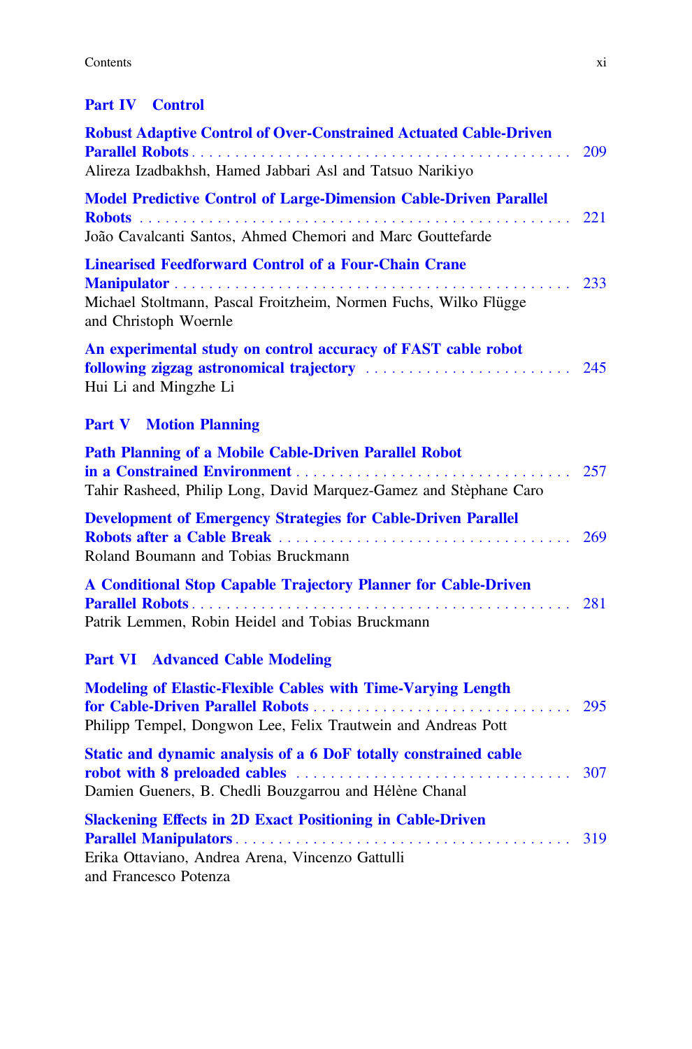## Part IV Control

**Robust Adaptive Control of Over-Constrained Actuated Cable-Driven Parallel Robots** . . . . . . . . . . . . . . . . . . . . . . . . . . . . . . . . . . . . . . . . . . . . . . 209
Alireza Izadbakhsh, Hamed Jabbari Asl and Tatsuo Narikiyo

**Model Predictive Control of Large-Dimension Cable-Driven Parallel Robots** . . . . . . . . . . . . . . . . . . . . . . . . . . . . . . . . . . . . . . . . . . . . . . . . 221
João Cavalcanti Santos, Ahmed Chemori and Marc Gouttefarde

**Linearised Feedforward Control of a Four-Chain Crane Manipulator** . . . . . . . . . . . . . . . . . . . . . . . . . . . . . . . . . . . . . . . . . . . . . 233
Michael Stoltmann, Pascal Froitzheim, Normen Fuchs, Wilko Flügge and Christoph Woernle

**An experimental study on control accuracy of FAST cable robot following zigzag astronomical trajectory** . . . . . . . . . . . . . . . . . . . . . . . . 245
Hui Li and Mingzhe Li

## Part V Motion Planning

**Path Planning of a Mobile Cable-Driven Parallel Robot in a Constrained Environment** . . . . . . . . . . . . . . . . . . . . . . . . . . . . . . . . 257
Tahir Rasheed, Philip Long, David Marquez-Gamez and Stèphane Caro

**Development of Emergency Strategies for Cable-Driven Parallel Robots after a Cable Break** . . . . . . . . . . . . . . . . . . . . . . . . . . . . . . . . . 269
Roland Boumann and Tobias Bruckmann

**A Conditional Stop Capable Trajectory Planner for Cable-Driven Parallel Robots** . . . . . . . . . . . . . . . . . . . . . . . . . . . . . . . . . . . . . . . . . . . . . . 281
Patrik Lemmen, Robin Heidel and Tobias Bruckmann

## Part VI Advanced Cable Modeling

**Modeling of Elastic-Flexible Cables with Time-Varying Length for Cable-Driven Parallel Robots** . . . . . . . . . . . . . . . . . . . . . . . . . . . . . . . 295
Philipp Tempel, Dongwon Lee, Felix Trautwein and Andreas Pott

**Static and dynamic analysis of a 6 DoF totally constrained cable robot with 8 preloaded cables** . . . . . . . . . . . . . . . . . . . . . . . . . . . . . . . . 307
Damien Gueners, B. Chedli Bouzgarrou and Hélène Chanal

**Slackening Effects in 2D Exact Positioning in Cable-Driven Parallel Manipulators** . . . . . . . . . . . . . . . . . . . . . . . . . . . . . . . . . . . . . . . . . . . . 319
Erika Ottaviano, Andrea Arena, Vincenzo Gattulli and Francesco Potenza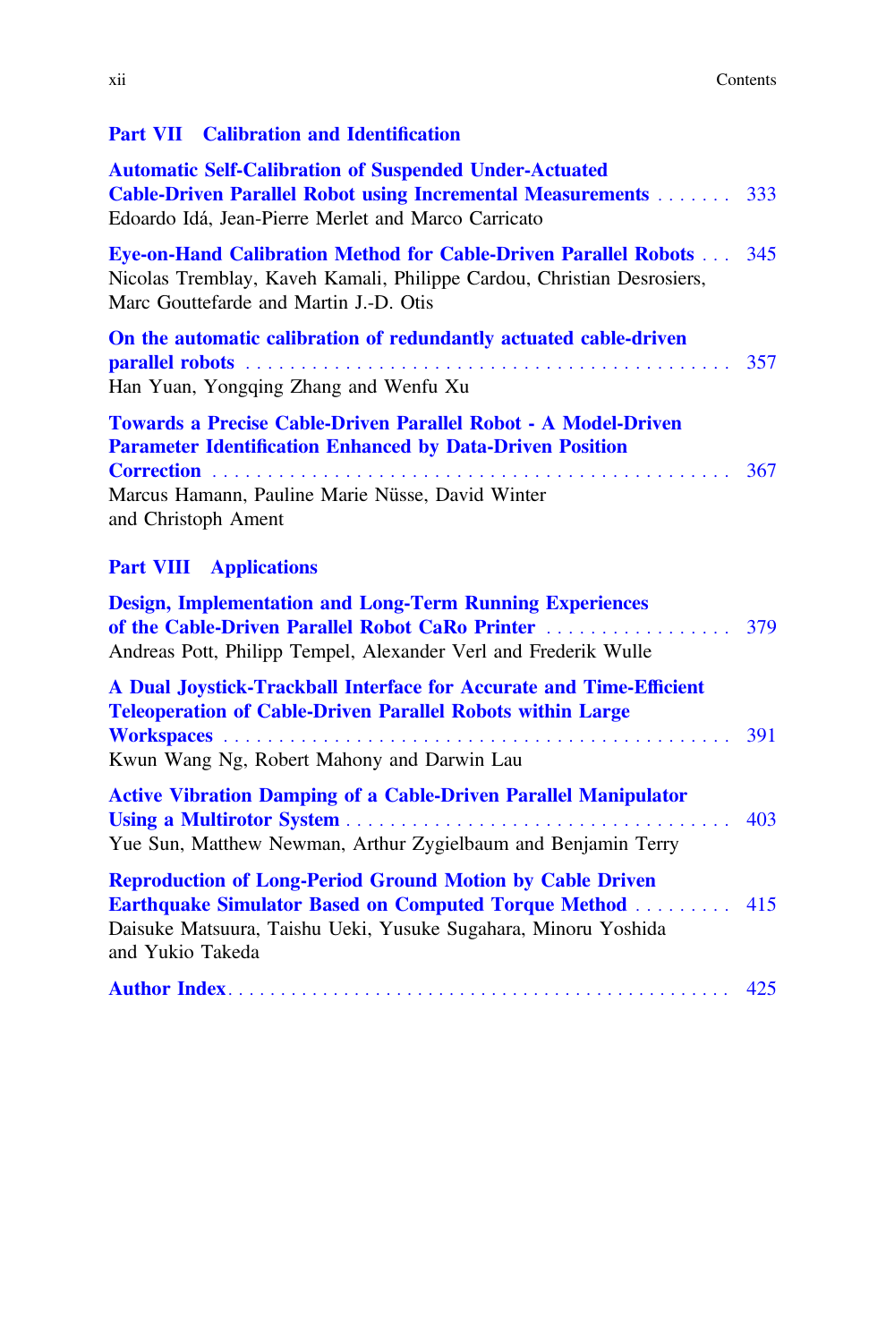## Part VII Calibration and Identification

**Automatic Self-Calibration of Suspended Under-Actuated Cable-Driven Parallel Robot using Incremental Measurements** . . . . . . . 333
Edoardo Idá, Jean-Pierre Merlet and Marco Carricato

**Eye-on-Hand Calibration Method for Cable-Driven Parallel Robots** . . . 345
Nicolas Tremblay, Kaveh Kamali, Philippe Cardou, Christian Desrosiers, Marc Gouttefarde and Martin J.-D. Otis

**On the automatic calibration of redundantly actuated cable-driven parallel robots** . . . . . . . . . . . . . . . . . . . . . . . . . . . . . . . . . . . . . . . . . . . . 357
Han Yuan, Yongqing Zhang and Wenfu Xu

**Towards a Precise Cable-Driven Parallel Robot - A Model-Driven Parameter Identification Enhanced by Data-Driven Position Correction** . . . . . . . . . . . . . . . . . . . . . . . . . . . . . . . . . . . . . . . . . . . . . . 367
Marcus Hamann, Pauline Marie Nüsse, David Winter and Christoph Ament

## Part VIII Applications

**Design, Implementation and Long-Term Running Experiences of the Cable-Driven Parallel Robot CaRo Printer** . . . . . . . . . . . . . . . . . 379
Andreas Pott, Philipp Tempel, Alexander Verl and Frederik Wulle

**A Dual Joystick-Trackball Interface for Accurate and Time-Efficient Teleoperation of Cable-Driven Parallel Robots within Large Workspaces** . . . . . . . . . . . . . . . . . . . . . . . . . . . . . . . . . . . . . . . . . . . . . 391
Kwun Wang Ng, Robert Mahony and Darwin Lau

**Active Vibration Damping of a Cable-Driven Parallel Manipulator Using a Multirotor System** . . . . . . . . . . . . . . . . . . . . . . . . . . . . . . . . . . . 403
Yue Sun, Matthew Newman, Arthur Zygielbaum and Benjamin Terry

**Reproduction of Long-Period Ground Motion by Cable Driven Earthquake Simulator Based on Computed Torque Method** . . . . . . . . . 415
Daisuke Matsuura, Taishu Ueki, Yusuke Sugahara, Minoru Yoshida and Yukio Takeda

**Author Index** . . . . . . . . . . . . . . . . . . . . . . . . . . . . . . . . . . . . . . . . . . . . . 425